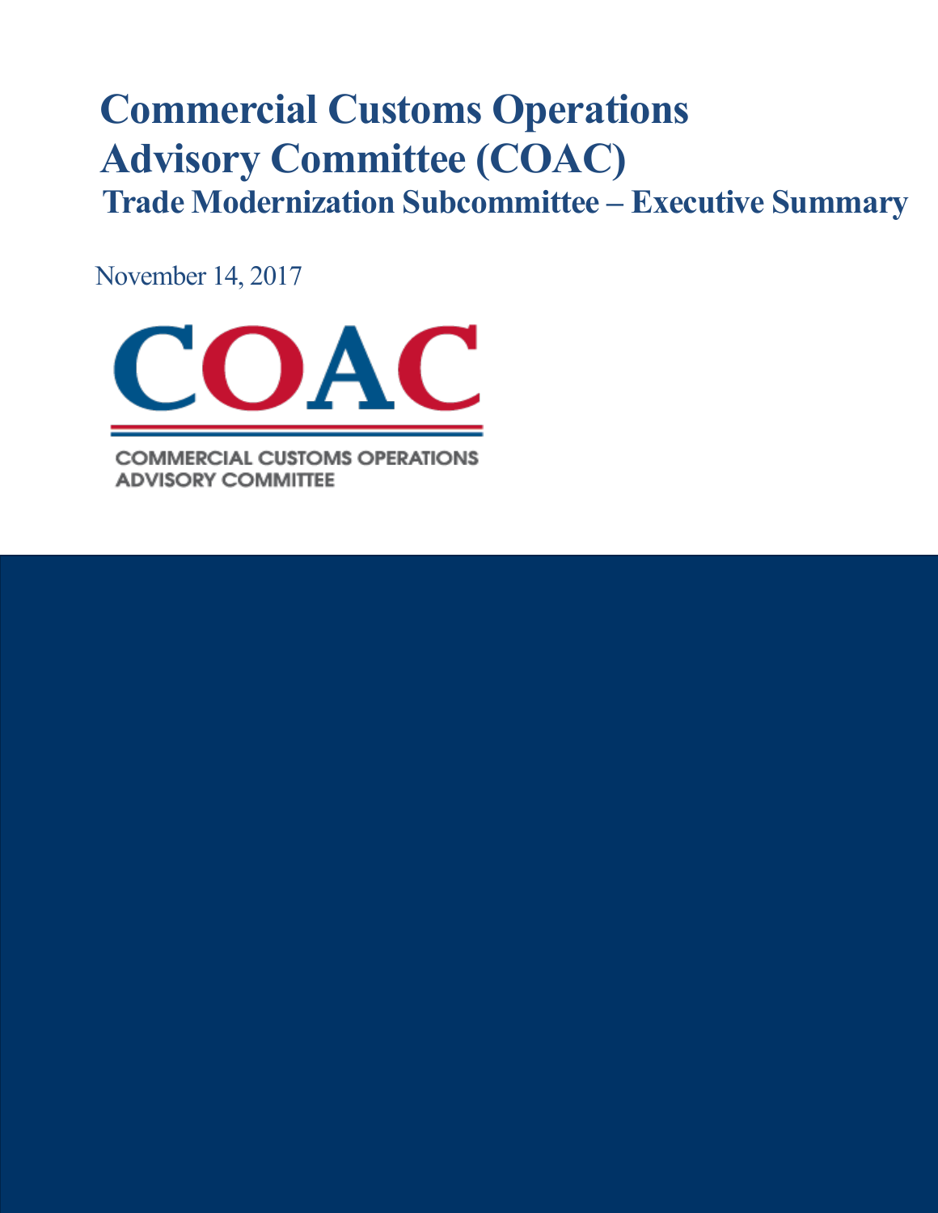# Commercial Customs Operations Advisory Committee (COAC)

## Trade Modernization Subcommittee – Executive Summary

November 14, 2017

COAC

COMMERCIAL CUSTOMS OPERATIONS ADVISORY COMMITTEE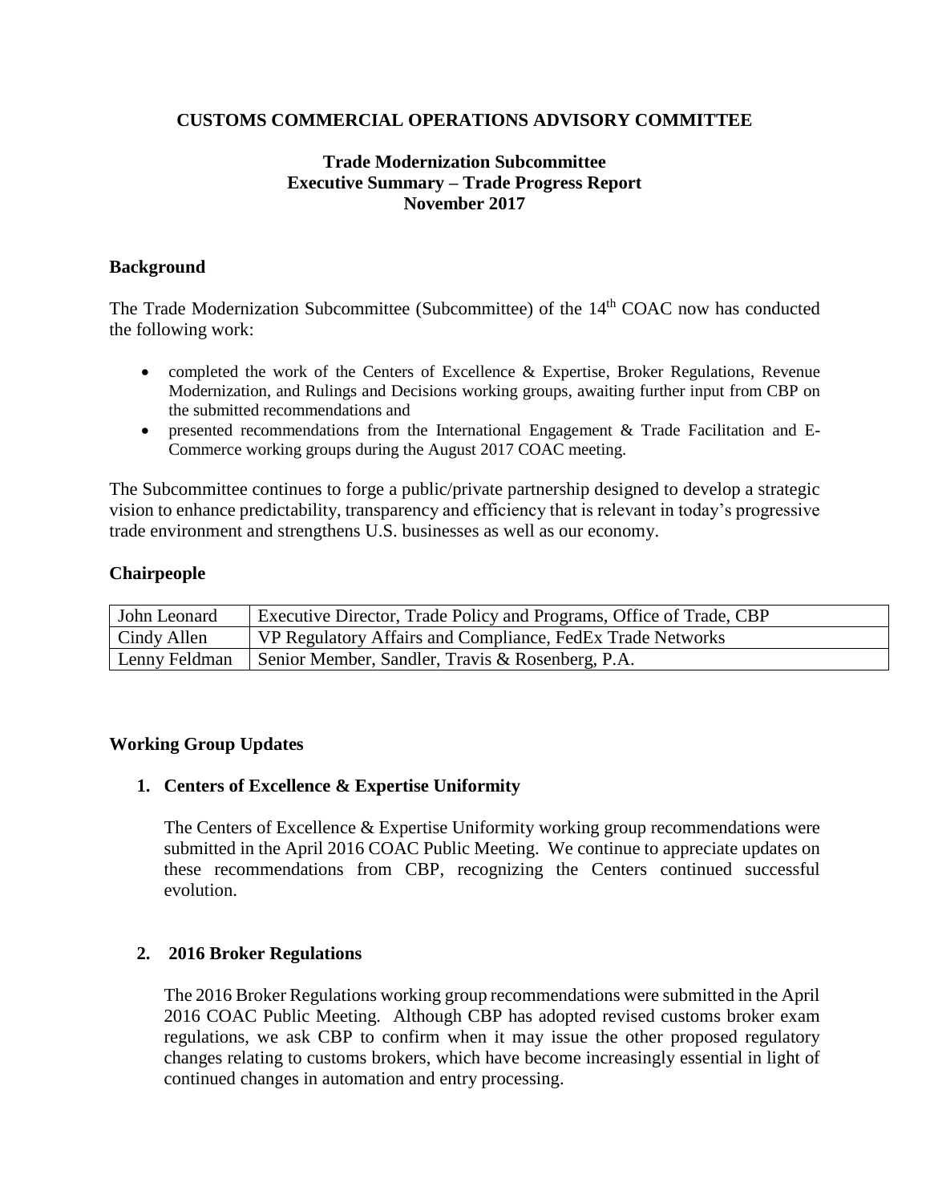**CUSTOMS COMMERCIAL OPERATIONS ADVISORY COMMITTEE**

**Trade Modernization Subcommittee**
**Executive Summary – Trade Progress Report**
**November 2017**

## Background

The Trade Modernization Subcommittee (Subcommittee) of the 14th COAC now has conducted the following work:

- completed the work of the Centers of Excellence & Expertise, Broker Regulations, Revenue Modernization, and Rulings and Decisions working groups, awaiting further input from CBP on the submitted recommendations and
- presented recommendations from the International Engagement & Trade Facilitation and E-Commerce working groups during the August 2017 COAC meeting.

The Subcommittee continues to forge a public/private partnership designed to develop a strategic vision to enhance predictability, transparency and efficiency that is relevant in today's progressive trade environment and strengthens U.S. businesses as well as our economy.

## Chairpeople

| | |
|---|---|
| John Leonard | Executive Director, Trade Policy and Programs, Office of Trade, CBP |
| Cindy Allen | VP Regulatory Affairs and Compliance, FedEx Trade Networks |
| Lenny Feldman | Senior Member, Sandler, Travis & Rosenberg, P.A. |

## Working Group Updates

### 1. Centers of Excellence & Expertise Uniformity

The Centers of Excellence & Expertise Uniformity working group recommendations were submitted in the April 2016 COAC Public Meeting. We continue to appreciate updates on these recommendations from CBP, recognizing the Centers continued successful evolution.

### 2. 2016 Broker Regulations

The 2016 Broker Regulations working group recommendations were submitted in the April 2016 COAC Public Meeting. Although CBP has adopted revised customs broker exam regulations, we ask CBP to confirm when it may issue the other proposed regulatory changes relating to customs brokers, which have become increasingly essential in light of continued changes in automation and entry processing.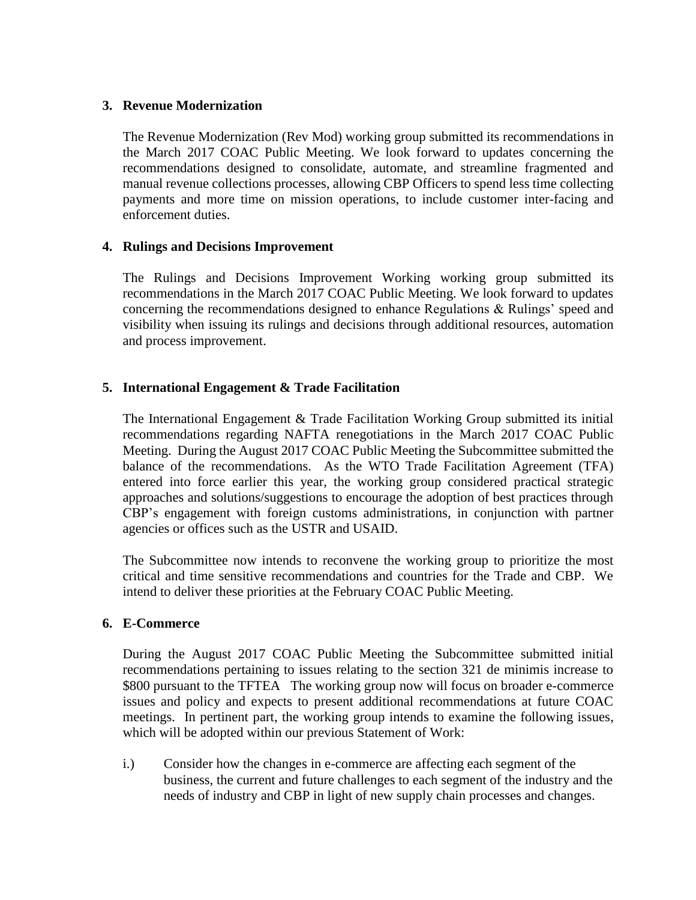**3. Revenue Modernization**

The Revenue Modernization (Rev Mod) working group submitted its recommendations in the March 2017 COAC Public Meeting. We look forward to updates concerning the recommendations designed to consolidate, automate, and streamline fragmented and manual revenue collections processes, allowing CBP Officers to spend less time collecting payments and more time on mission operations, to include customer inter-facing and enforcement duties.

**4. Rulings and Decisions Improvement**

The Rulings and Decisions Improvement Working working group submitted its recommendations in the March 2017 COAC Public Meeting. We look forward to updates concerning the recommendations designed to enhance Regulations & Rulings' speed and visibility when issuing its rulings and decisions through additional resources, automation and process improvement.

**5. International Engagement & Trade Facilitation**

The International Engagement & Trade Facilitation Working Group submitted its initial recommendations regarding NAFTA renegotiations in the March 2017 COAC Public Meeting. During the August 2017 COAC Public Meeting the Subcommittee submitted the balance of the recommendations. As the WTO Trade Facilitation Agreement (TFA) entered into force earlier this year, the working group considered practical strategic approaches and solutions/suggestions to encourage the adoption of best practices through CBP's engagement with foreign customs administrations, in conjunction with partner agencies or offices such as the USTR and USAID.

The Subcommittee now intends to reconvene the working group to prioritize the most critical and time sensitive recommendations and countries for the Trade and CBP. We intend to deliver these priorities at the February COAC Public Meeting.

**6. E-Commerce**

During the August 2017 COAC Public Meeting the Subcommittee submitted initial recommendations pertaining to issues relating to the section 321 de minimis increase to $800 pursuant to the TFTEA The working group now will focus on broader e-commerce issues and policy and expects to present additional recommendations at future COAC meetings. In pertinent part, the working group intends to examine the following issues, which will be adopted within our previous Statement of Work:

i.) Consider how the changes in e-commerce are affecting each segment of the business, the current and future challenges to each segment of the industry and the needs of industry and CBP in light of new supply chain processes and changes.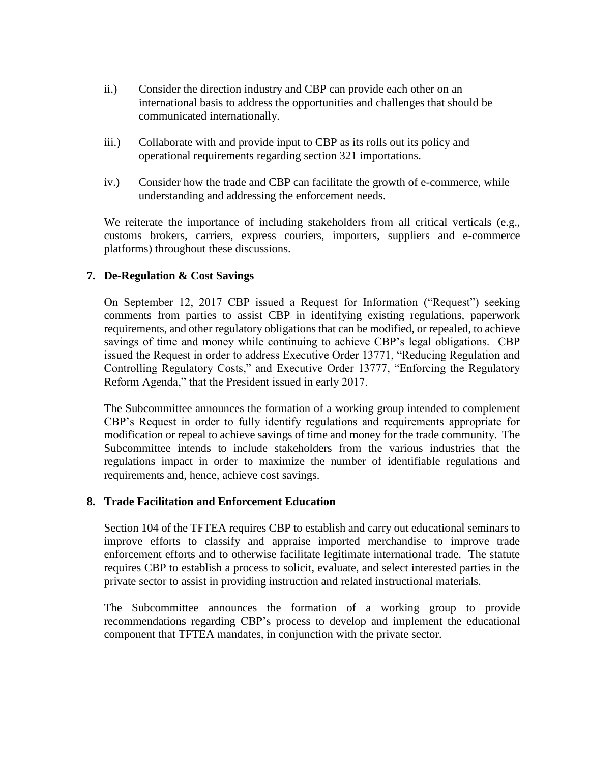ii.) Consider the direction industry and CBP can provide each other on an international basis to address the opportunities and challenges that should be communicated internationally.

iii.) Collaborate with and provide input to CBP as its rolls out its policy and operational requirements regarding section 321 importations.

iv.) Consider how the trade and CBP can facilitate the growth of e-commerce, while understanding and addressing the enforcement needs.

We reiterate the importance of including stakeholders from all critical verticals (e.g., customs brokers, carriers, express couriers, importers, suppliers and e-commerce platforms) throughout these discussions.

**7. De-Regulation & Cost Savings**

On September 12, 2017 CBP issued a Request for Information ("Request") seeking comments from parties to assist CBP in identifying existing regulations, paperwork requirements, and other regulatory obligations that can be modified, or repealed, to achieve savings of time and money while continuing to achieve CBP's legal obligations. CBP issued the Request in order to address Executive Order 13771, "Reducing Regulation and Controlling Regulatory Costs," and Executive Order 13777, "Enforcing the Regulatory Reform Agenda," that the President issued in early 2017.

The Subcommittee announces the formation of a working group intended to complement CBP's Request in order to fully identify regulations and requirements appropriate for modification or repeal to achieve savings of time and money for the trade community. The Subcommittee intends to include stakeholders from the various industries that the regulations impact in order to maximize the number of identifiable regulations and requirements and, hence, achieve cost savings.

**8. Trade Facilitation and Enforcement Education**

Section 104 of the TFTEA requires CBP to establish and carry out educational seminars to improve efforts to classify and appraise imported merchandise to improve trade enforcement efforts and to otherwise facilitate legitimate international trade. The statute requires CBP to establish a process to solicit, evaluate, and select interested parties in the private sector to assist in providing instruction and related instructional materials.

The Subcommittee announces the formation of a working group to provide recommendations regarding CBP's process to develop and implement the educational component that TFTEA mandates, in conjunction with the private sector.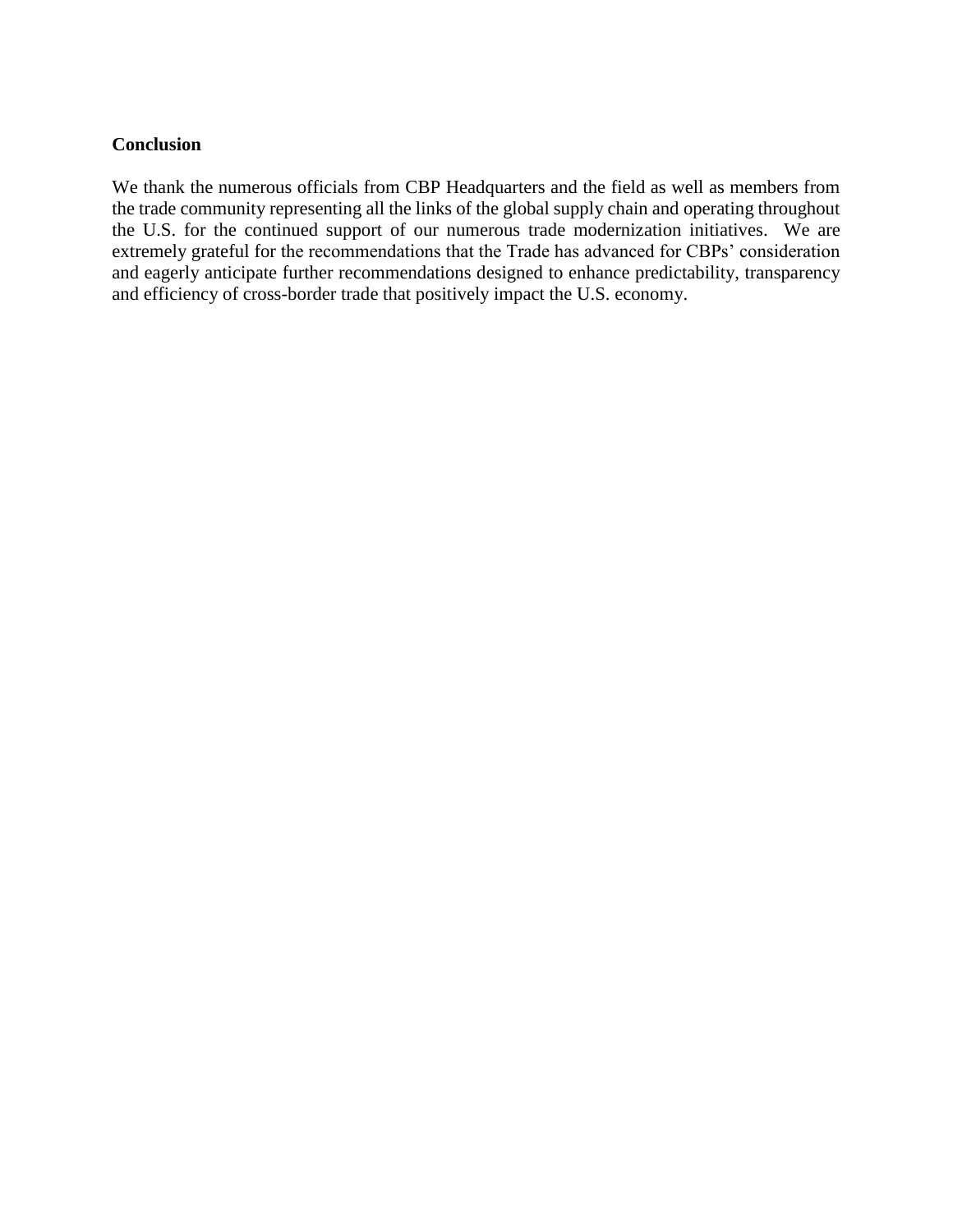**Conclusion**

We thank the numerous officials from CBP Headquarters and the field as well as members from the trade community representing all the links of the global supply chain and operating throughout the U.S. for the continued support of our numerous trade modernization initiatives. We are extremely grateful for the recommendations that the Trade has advanced for CBPs' consideration and eagerly anticipate further recommendations designed to enhance predictability, transparency and efficiency of cross-border trade that positively impact the U.S. economy.